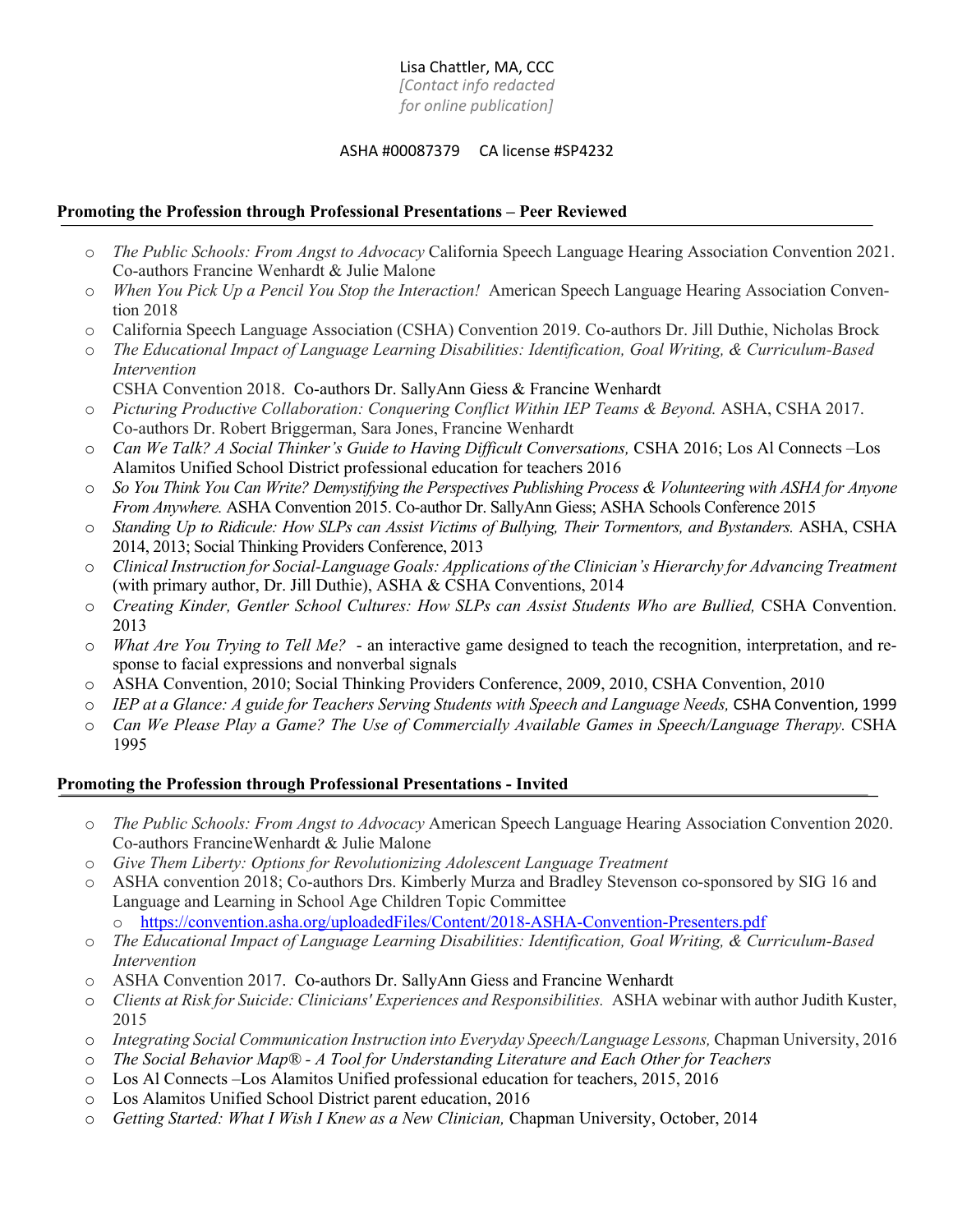Lisa Chattler, MA, CCC
*[Contact info redacted for online publication]*

ASHA #00087379     CA license #SP4232

## Promoting the Profession through Professional Presentations – Peer Reviewed

- *The Public Schools: From Angst to Advocacy* California Speech Language Hearing Association Convention 2021. Co-authors Francine Wenhardt & Julie Malone
- *When You Pick Up a Pencil You Stop the Interaction!* American Speech Language Hearing Association Convention 2018
- California Speech Language Association (CSHA) Convention 2019. Co-authors Dr. Jill Duthie, Nicholas Brock
- *The Educational Impact of Language Learning Disabilities: Identification, Goal Writing, & Curriculum-Based Intervention*
  CSHA Convention 2018. Co-authors Dr. SallyAnn Giess & Francine Wenhardt
- *Picturing Productive Collaboration: Conquering Conflict Within IEP Teams & Beyond.* ASHA, CSHA 2017. Co-authors Dr. Robert Briggerman, Sara Jones, Francine Wenhardt
- *Can We Talk? A Social Thinker's Guide to Having Difficult Conversations,* CSHA 2016; Los Al Connects –Los Alamitos Unified School District professional education for teachers 2016
- *So You Think You Can Write? Demystifying the Perspectives Publishing Process & Volunteering with ASHA for Anyone From Anywhere.* ASHA Convention 2015. Co-author Dr. SallyAnn Giess; ASHA Schools Conference 2015
- *Standing Up to Ridicule: How SLPs can Assist Victims of Bullying, Their Tormentors, and Bystanders.* ASHA, CSHA 2014, 2013; Social Thinking Providers Conference, 2013
- *Clinical Instruction for Social-Language Goals: Applications of the Clinician's Hierarchy for Advancing Treatment* (with primary author, Dr. Jill Duthie), ASHA & CSHA Conventions, 2014
- *Creating Kinder, Gentler School Cultures: How SLPs can Assist Students Who are Bullied,* CSHA Convention. 2013
- *What Are You Trying to Tell Me?* - an interactive game designed to teach the recognition, interpretation, and response to facial expressions and nonverbal signals
- ASHA Convention, 2010; Social Thinking Providers Conference, 2009, 2010, CSHA Convention, 2010
- *IEP at a Glance: A guide for Teachers Serving Students with Speech and Language Needs,* CSHA Convention, 1999
- *Can We Please Play a Game? The Use of Commercially Available Games in Speech/Language Therapy.* CSHA 1995

## Promoting the Profession through Professional Presentations - Invited

- *The Public Schools: From Angst to Advocacy* American Speech Language Hearing Association Convention 2020. Co-authors FrancineWenhardt & Julie Malone
- *Give Them Liberty: Options for Revolutionizing Adolescent Language Treatment*
- ASHA convention 2018; Co-authors Drs. Kimberly Murza and Bradley Stevenson co-sponsored by SIG 16 and Language and Learning in School Age Children Topic Committee
  - https://convention.asha.org/uploadedFiles/Content/2018-ASHA-Convention-Presenters.pdf
- *The Educational Impact of Language Learning Disabilities: Identification, Goal Writing, & Curriculum-Based Intervention*
- ASHA Convention 2017. Co-authors Dr. SallyAnn Giess and Francine Wenhardt
- *Clients at Risk for Suicide: Clinicians' Experiences and Responsibilities.* ASHA webinar with author Judith Kuster, 2015
- *Integrating Social Communication Instruction into Everyday Speech/Language Lessons,* Chapman University, 2016
- *The Social Behavior Map® - A Tool for Understanding Literature and Each Other for Teachers*
- Los Al Connects –Los Alamitos Unified professional education for teachers, 2015, 2016
- Los Alamitos Unified School District parent education, 2016
- *Getting Started: What I Wish I Knew as a New Clinician,* Chapman University, October, 2014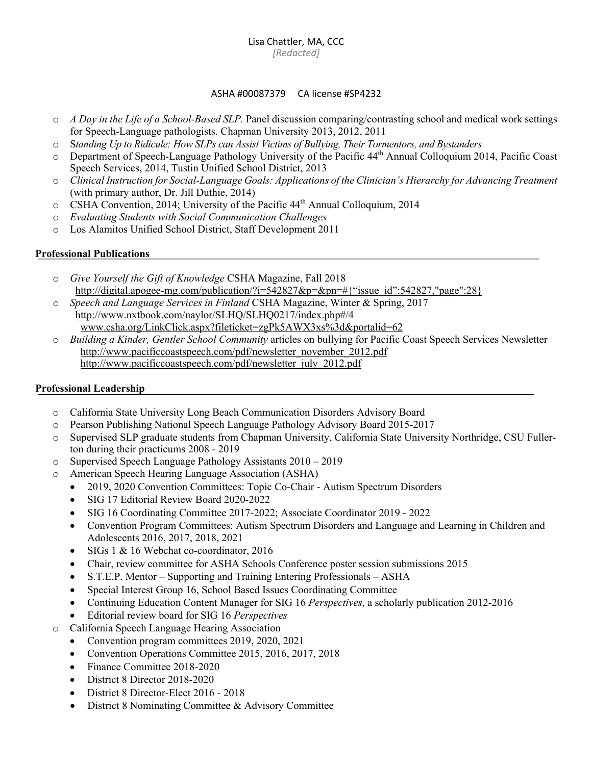Lisa Chattler, MA, CCC
*[Redacted]*

ASHA #00087379 CA license #SP4232

- *A Day in the Life of a School-Based SLP.* Panel discussion comparing/contrasting school and medical work settings for Speech-Language pathologists. Chapman University 2013, 2012, 2011
- S*tanding Up to Ridicule: How SLPs can Assist Victims of Bullying, Their Tormentors, and Bystanders*
- Department of Speech-Language Pathology University of the Pacific 44th Annual Colloquium 2014, Pacific Coast Speech Services, 2014, Tustin Unified School District, 2013
- *Clinical Instruction for Social-Language Goals: Applications of the Clinician's Hierarchy for Advancing Treatment* (with primary author, Dr. Jill Duthie, 2014)
- CSHA Convention, 2014; University of the Pacific 44th Annual Colloquium, 2014
- *Evaluating Students with Social Communication Challenges*
- Los Alamitos Unified School District, Staff Development 2011

**Professional Publications**

- *Give Yourself the Gift of Knowledge* CSHA Magazine, Fall 2018
  http://digital.apogee-mg.com/publication/?i=542827&p=&pn=#{"issue_id":542827,"page":28}
- *Speech and Language Services in Finland* CSHA Magazine, Winter & Spring, 2017
  http://www.nxtbook.com/naylor/SLHQ/SLHQ0217/index.php#/4
  www.csha.org/LinkClick.aspx?fileticket=zgPk5AWX3xs%3d&portalid=62
- *Building a Kinder, Gentler School Community* articles on bullying for Pacific Coast Speech Services Newsletter
  http://www.pacificcoastspeech.com/pdf/newsletter_november_2012.pdf
  http://www.pacificcoastspeech.com/pdf/newsletter_july_2012.pdf

**Professional Leadership**

- California State University Long Beach Communication Disorders Advisory Board
- Pearson Publishing National Speech Language Pathology Advisory Board 2015-2017
- Supervised SLP graduate students from Chapman University, California State University Northridge, CSU Fullerton during their practicums 2008 - 2019
- Supervised Speech Language Pathology Assistants 2010 – 2019
- American Speech Hearing Language Association (ASHA)
  - 2019, 2020 Convention Committees: Topic Co-Chair - Autism Spectrum Disorders
  - SIG 17 Editorial Review Board 2020-2022
  - SIG 16 Coordinating Committee 2017-2022; Associate Coordinator 2019 - 2022
  - Convention Program Committees: Autism Spectrum Disorders and Language and Learning in Children and Adolescents 2016, 2017, 2018, 2021
  - SIGs 1 & 16 Webchat co-coordinator, 2016
  - Chair, review committee for ASHA Schools Conference poster session submissions 2015
  - S.T.E.P. Mentor – Supporting and Training Entering Professionals – ASHA
  - Special Interest Group 16, School Based Issues Coordinating Committee
  - Continuing Education Content Manager for SIG 16 *Perspectives*, a scholarly publication 2012-2016
  - Editorial review board for SIG 16 *Perspectives*
- California Speech Language Hearing Association
  - Convention program committees 2019, 2020, 2021
  - Convention Operations Committee 2015, 2016, 2017, 2018
  - Finance Committee 2018-2020
  - District 8 Director 2018-2020
  - District 8 Director-Elect 2016 - 2018
  - District 8 Nominating Committee & Advisory Committee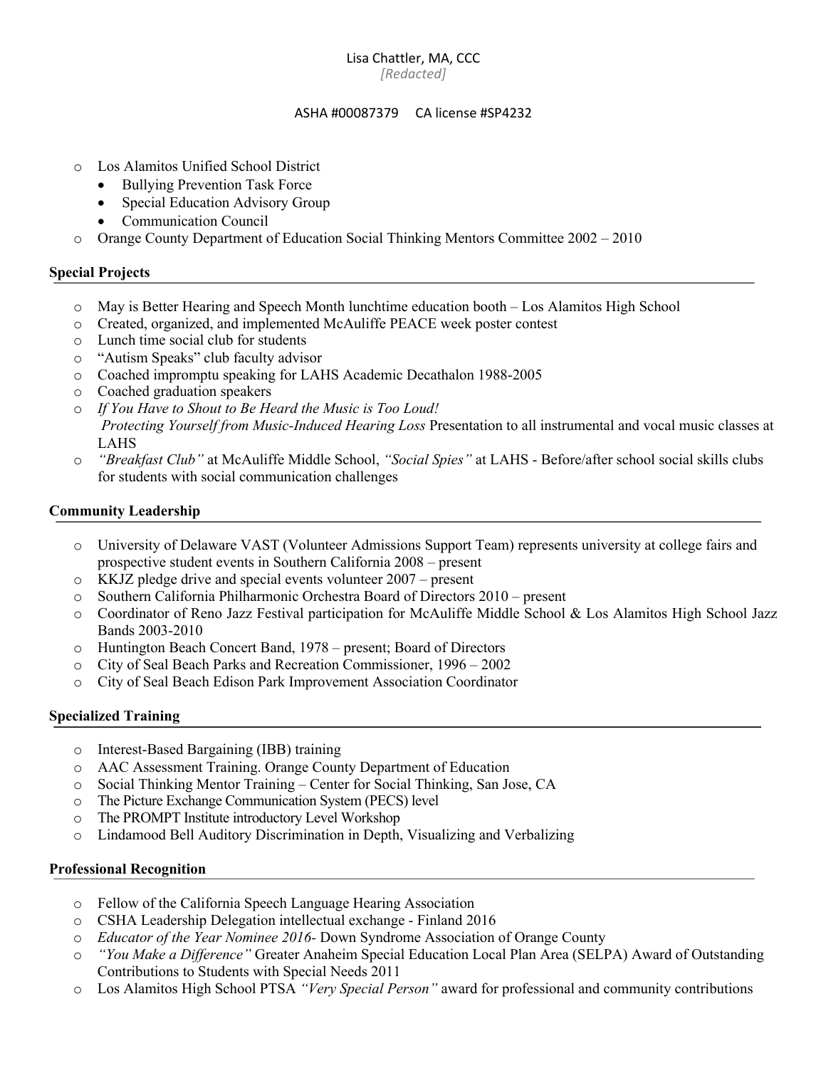Lisa Chattler, MA, CCC
*[Redacted]*

ASHA #00087379 CA license #SP4232

- Los Alamitos Unified School District
  - Bullying Prevention Task Force
  - Special Education Advisory Group
  - Communication Council
- Orange County Department of Education Social Thinking Mentors Committee 2002 – 2010

## Special Projects

- May is Better Hearing and Speech Month lunchtime education booth – Los Alamitos High School
- Created, organized, and implemented McAuliffe PEACE week poster contest
- Lunch time social club for students
- "Autism Speaks" club faculty advisor
- Coached impromptu speaking for LAHS Academic Decathalon 1988-2005
- Coached graduation speakers
- *If You Have to Shout to Be Heard the Music is Too Loud! Protecting Yourself from Music-Induced Hearing Loss* Presentation to all instrumental and vocal music classes at LAHS
- *"Breakfast Club"* at McAuliffe Middle School, *"Social Spies"* at LAHS - Before/after school social skills clubs for students with social communication challenges

## Community Leadership

- University of Delaware VAST (Volunteer Admissions Support Team) represents university at college fairs and prospective student events in Southern California 2008 – present
- KKJZ pledge drive and special events volunteer 2007 – present
- Southern California Philharmonic Orchestra Board of Directors 2010 – present
- Coordinator of Reno Jazz Festival participation for McAuliffe Middle School & Los Alamitos High School Jazz Bands 2003-2010
- Huntington Beach Concert Band, 1978 – present; Board of Directors
- City of Seal Beach Parks and Recreation Commissioner, 1996 – 2002
- City of Seal Beach Edison Park Improvement Association Coordinator

## Specialized Training

- Interest-Based Bargaining (IBB) training
- AAC Assessment Training. Orange County Department of Education
- Social Thinking Mentor Training – Center for Social Thinking, San Jose, CA
- The Picture Exchange Communication System (PECS) level
- The PROMPT Institute introductory Level Workshop
- Lindamood Bell Auditory Discrimination in Depth, Visualizing and Verbalizing

## Professional Recognition

- Fellow of the California Speech Language Hearing Association
- CSHA Leadership Delegation intellectual exchange - Finland 2016
- *Educator of the Year Nominee 2016-* Down Syndrome Association of Orange County
- *"You Make a Difference"* Greater Anaheim Special Education Local Plan Area (SELPA) Award of Outstanding Contributions to Students with Special Needs 2011
- Los Alamitos High School PTSA *"Very Special Person"* award for professional and community contributions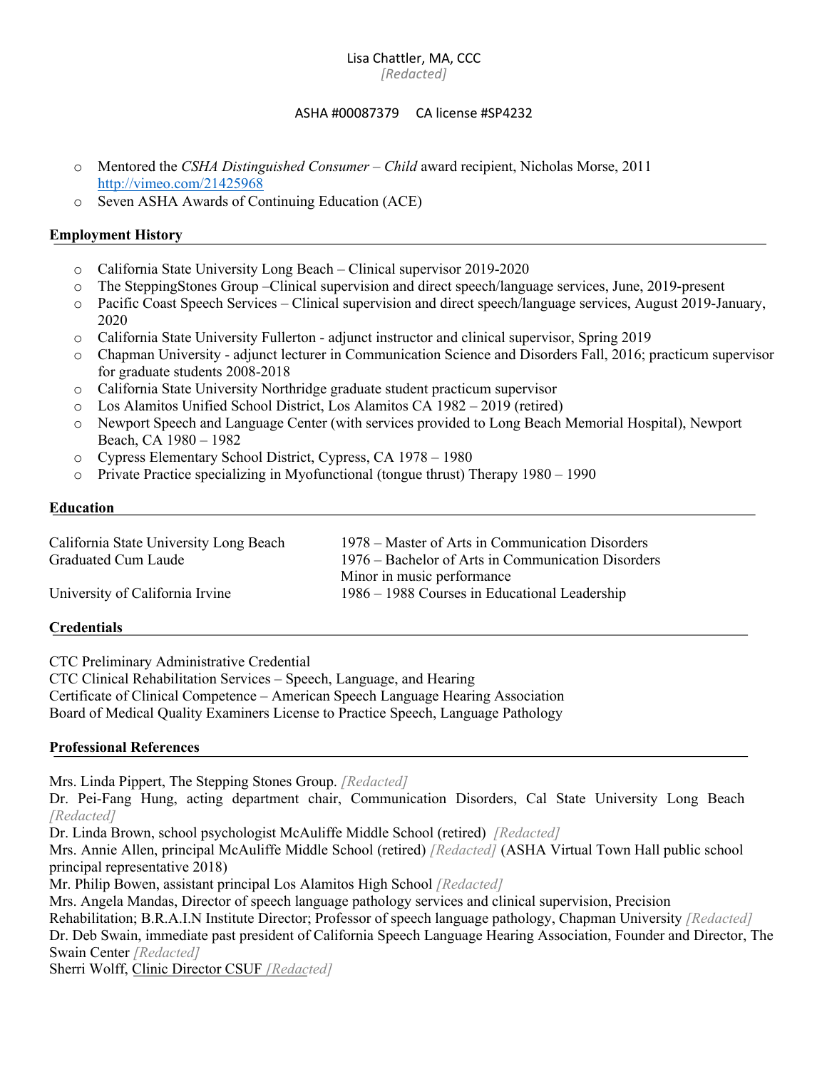Lisa Chattler, MA, CCC
*[Redacted]*

ASHA #00087379     CA license #SP4232

- Mentored the *CSHA Distinguished Consumer – Child* award recipient, Nicholas Morse, 2011 http://vimeo.com/21425968
- Seven ASHA Awards of Continuing Education (ACE)

## Employment History

- California State University Long Beach – Clinical supervisor 2019-2020
- The SteppingStones Group –Clinical supervision and direct speech/language services, June, 2019-present
- Pacific Coast Speech Services – Clinical supervision and direct speech/language services, August 2019-January, 2020
- California State University Fullerton - adjunct instructor and clinical supervisor, Spring 2019
- Chapman University - adjunct lecturer in Communication Science and Disorders Fall, 2016; practicum supervisor for graduate students 2008-2018
- California State University Northridge graduate student practicum supervisor
- Los Alamitos Unified School District, Los Alamitos CA 1982 – 2019 (retired)
- Newport Speech and Language Center (with services provided to Long Beach Memorial Hospital), Newport Beach, CA 1980 – 1982
- Cypress Elementary School District, Cypress, CA 1978 – 1980
- Private Practice specializing in Myofunctional (tongue thrust) Therapy 1980 – 1990

## Education

| | |
|---|---|
| California State University Long Beach | 1978 – Master of Arts in Communication Disorders |
| Graduated Cum Laude | 1976 – Bachelor of Arts in Communication Disorders<br>Minor in music performance |
| University of California Irvine | 1986 – 1988 Courses in Educational Leadership |

## Credentials

CTC Preliminary Administrative Credential
CTC Clinical Rehabilitation Services – Speech, Language, and Hearing
Certificate of Clinical Competence – American Speech Language Hearing Association
Board of Medical Quality Examiners License to Practice Speech, Language Pathology

## Professional References

Mrs. Linda Pippert, The Stepping Stones Group. *[Redacted]*
Dr. Pei-Fang Hung, acting department chair, Communication Disorders, Cal State University Long Beach *[Redacted]*
Dr. Linda Brown, school psychologist McAuliffe Middle School (retired) *[Redacted]*
Mrs. Annie Allen, principal McAuliffe Middle School (retired) *[Redacted]* (ASHA Virtual Town Hall public school principal representative 2018)
Mr. Philip Bowen, assistant principal Los Alamitos High School *[Redacted]*
Mrs. Angela Mandas, Director of speech language pathology services and clinical supervision, Precision Rehabilitation; B.R.A.I.N Institute Director; Professor of speech language pathology, Chapman University *[Redacted]*
Dr. Deb Swain, immediate past president of California Speech Language Hearing Association, Founder and Director, The Swain Center *[Redacted]*
Sherri Wolff, Clinic Director CSUF *[Redacted]*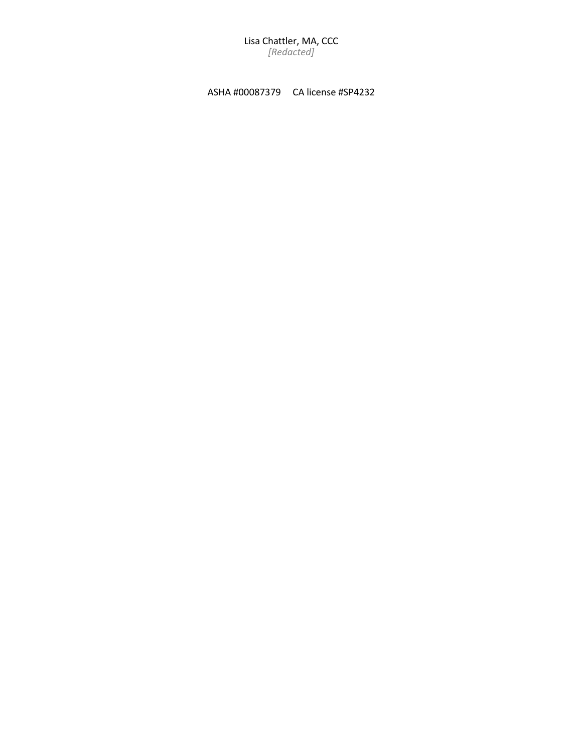Lisa Chattler, MA, CCC
*[Redacted]*

ASHA #00087379     CA license #SP4232